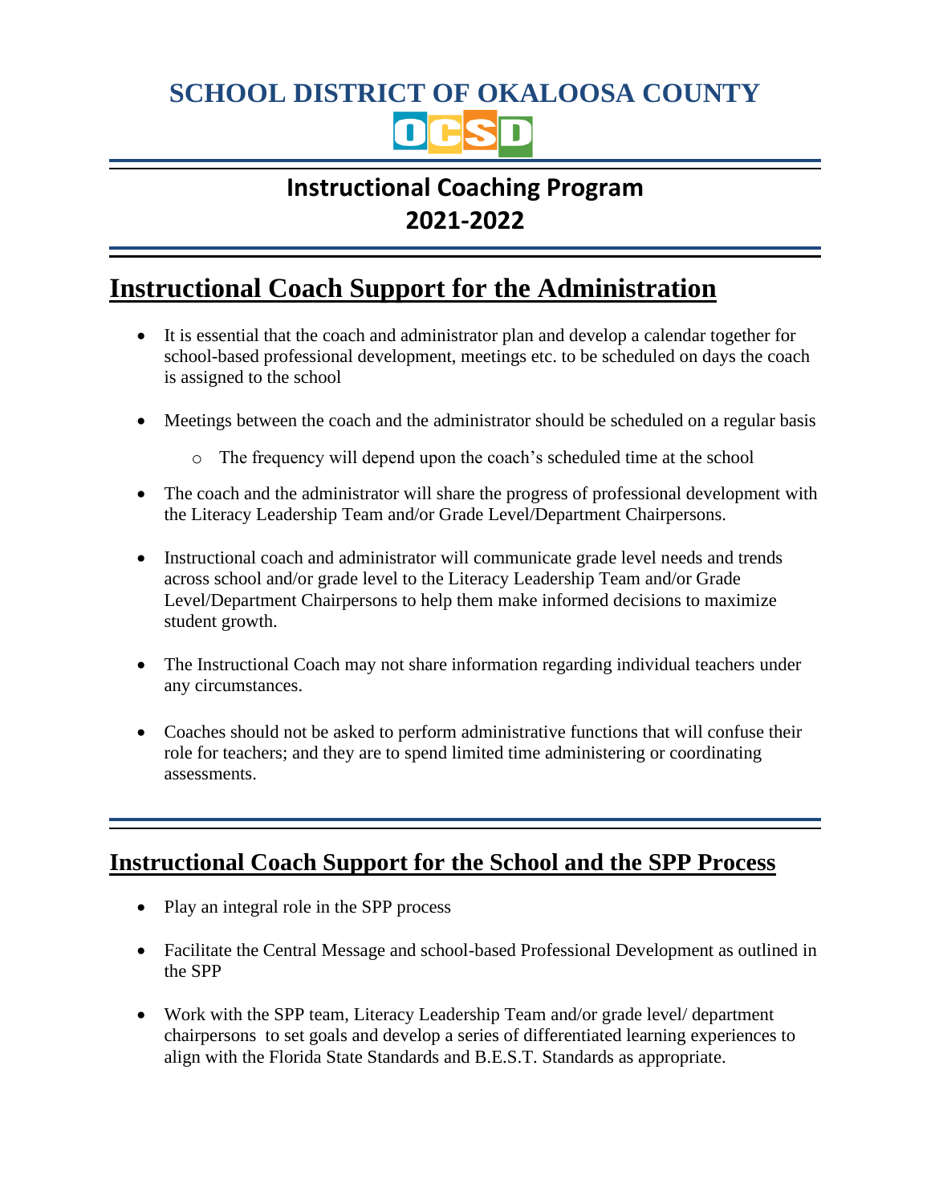# SCHOOL DISTRICT OF OKALOOSA COUNTY

OCSD

## Instructional Coaching Program
## 2021-2022

## Instructional Coach Support for the Administration

- It is essential that the coach and administrator plan and develop a calendar together for school-based professional development, meetings etc. to be scheduled on days the coach is assigned to the school
- Meetings between the coach and the administrator should be scheduled on a regular basis
  - The frequency will depend upon the coach's scheduled time at the school
- The coach and the administrator will share the progress of professional development with the Literacy Leadership Team and/or Grade Level/Department Chairpersons.
- Instructional coach and administrator will communicate grade level needs and trends across school and/or grade level to the Literacy Leadership Team and/or Grade Level/Department Chairpersons to help them make informed decisions to maximize student growth.
- The Instructional Coach may not share information regarding individual teachers under any circumstances.
- Coaches should not be asked to perform administrative functions that will confuse their role for teachers; and they are to spend limited time administering or coordinating assessments.

## Instructional Coach Support for the School and the SPP Process

- Play an integral role in the SPP process
- Facilitate the Central Message and school-based Professional Development as outlined in the SPP
- Work with the SPP team, Literacy Leadership Team and/or grade level/ department chairpersons to set goals and develop a series of differentiated learning experiences to align with the Florida State Standards and B.E.S.T. Standards as appropriate.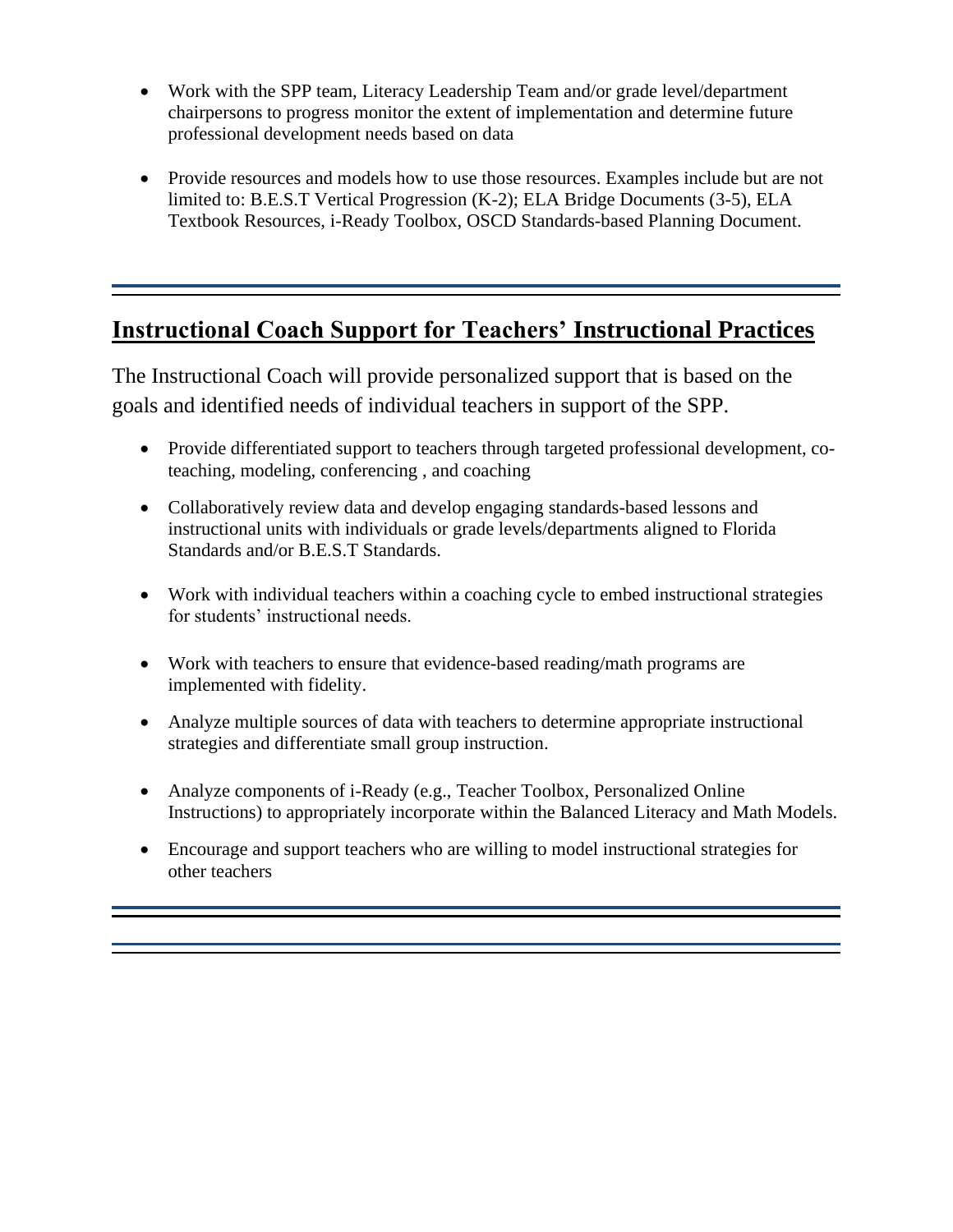- Work with the SPP team, Literacy Leadership Team and/or grade level/department chairpersons to progress monitor the extent of implementation and determine future professional development needs based on data

- Provide resources and models how to use those resources. Examples include but are not limited to: B.E.S.T Vertical Progression (K-2); ELA Bridge Documents (3-5), ELA Textbook Resources, i-Ready Toolbox, OSCD Standards-based Planning Document.

## Instructional Coach Support for Teachers' Instructional Practices

The Instructional Coach will provide personalized support that is based on the goals and identified needs of individual teachers in support of the SPP.

- Provide differentiated support to teachers through targeted professional development, co-teaching, modeling, conferencing , and coaching

- Collaboratively review data and develop engaging standards-based lessons and instructional units with individuals or grade levels/departments aligned to Florida Standards and/or B.E.S.T Standards.

- Work with individual teachers within a coaching cycle to embed instructional strategies for students' instructional needs.

- Work with teachers to ensure that evidence-based reading/math programs are implemented with fidelity.

- Analyze multiple sources of data with teachers to determine appropriate instructional strategies and differentiate small group instruction.

- Analyze components of i-Ready (e.g., Teacher Toolbox, Personalized Online Instructions) to appropriately incorporate within the Balanced Literacy and Math Models.

- Encourage and support teachers who are willing to model instructional strategies for other teachers